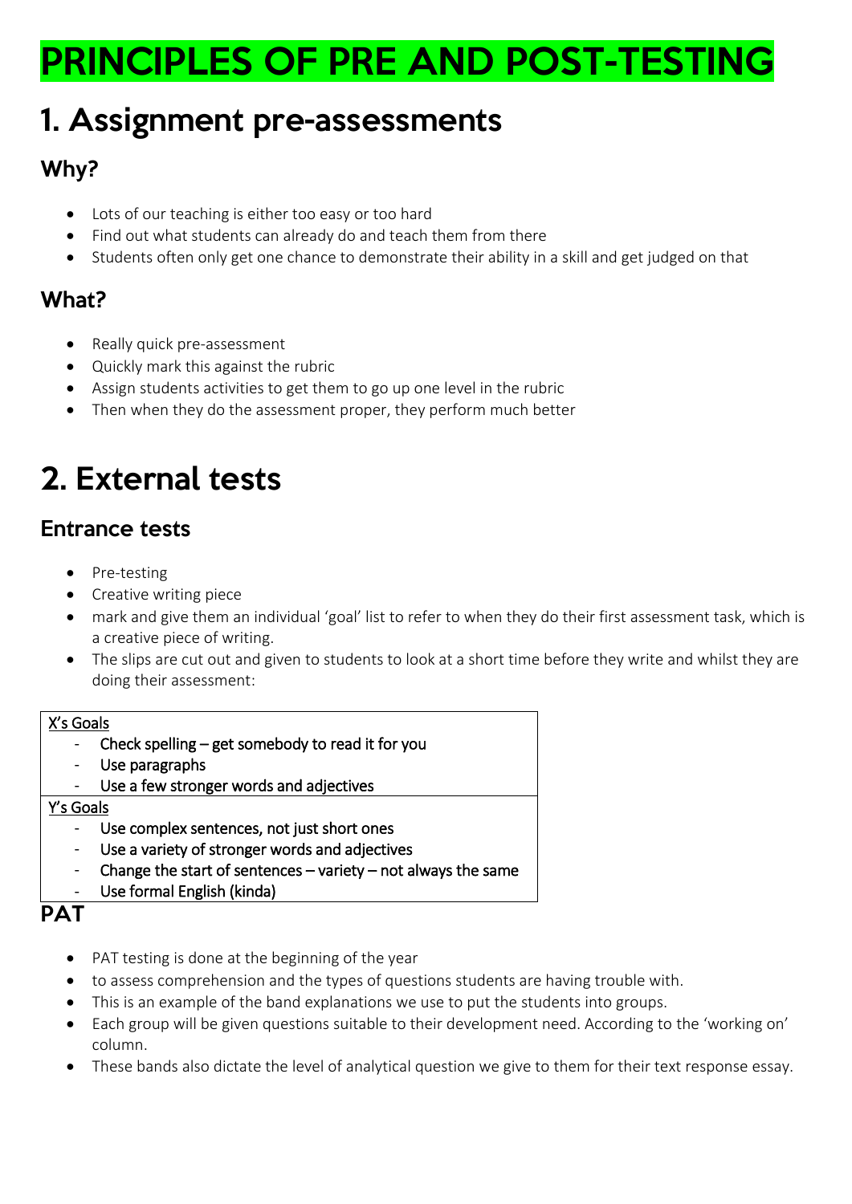# PRINCIPLES OF PRE AND POST-TESTING

## 1. Assignment pre-assessments

### Why?

- Lots of our teaching is either too easy or too hard
- Find out what students can already do and teach them from there
- Students often only get one chance to demonstrate their ability in a skill and get judged on that

### What?

- Really quick pre-assessment
- Quickly mark this against the rubric
- Assign students activities to get them to go up one level in the rubric
- Then when they do the assessment proper, they perform much better

## 2. External tests

### Entrance tests

- Pre-testing
- Creative writing piece
- mark and give them an individual 'goal' list to refer to when they do their first assessment task, which is a creative piece of writing.
- The slips are cut out and given to students to look at a short time before they write and whilst they are doing their assessment:

| X's Goals |
|---|
| - Check spelling – get somebody to read it for you<br>- Use paragraphs<br>- Use a few stronger words and adjectives |
| **Y's Goals** |
| - Use complex sentences, not just short ones<br>- Use a variety of stronger words and adjectives<br>- Change the start of sentences – variety – not always the same<br>- Use formal English (kinda) |

### PAT

- PAT testing is done at the beginning of the year
- to assess comprehension and the types of questions students are having trouble with.
- This is an example of the band explanations we use to put the students into groups.
- Each group will be given questions suitable to their development need. According to the 'working on' column.
- These bands also dictate the level of analytical question we give to them for their text response essay.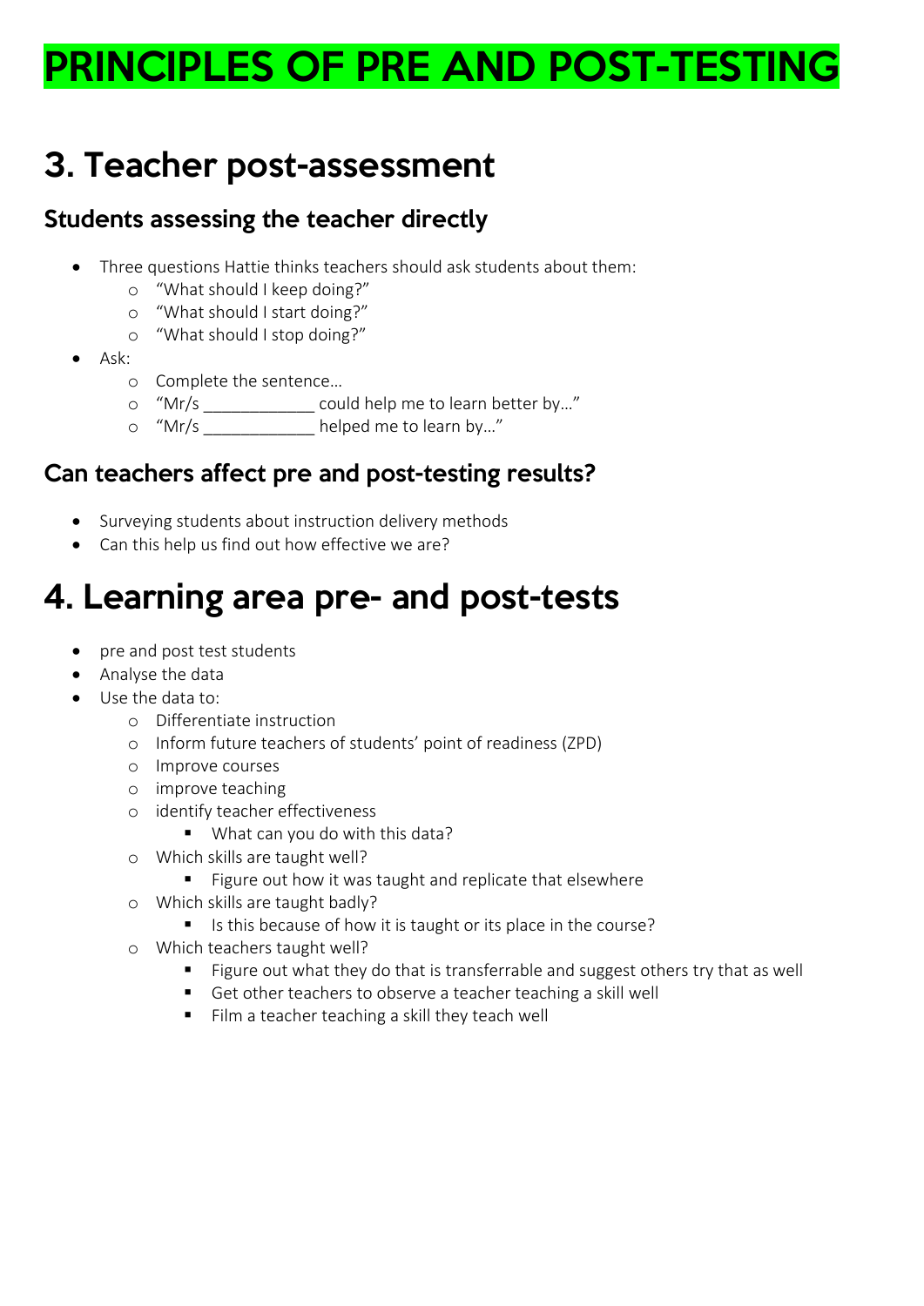# PRINCIPLES OF PRE AND POST-TESTING

# 3. Teacher post-assessment

### Students assessing the teacher directly

- Three questions Hattie thinks teachers should ask students about them:
    - "What should I keep doing?"
    - "What should I start doing?"
    - "What should I stop doing?"
- Ask:
    - Complete the sentence…
    - "Mr/s ____________ could help me to learn better by…"
    - "Mr/s ____________ helped me to learn by…"

### Can teachers affect pre and post-testing results?

- Surveying students about instruction delivery methods
- Can this help us find out how effective we are?

# 4. Learning area pre- and post-tests

- pre and post test students
- Analyse the data
- Use the data to:
    - Differentiate instruction
    - Inform future teachers of students' point of readiness (ZPD)
    - Improve courses
    - improve teaching
    - identify teacher effectiveness
        - What can you do with this data?
    - Which skills are taught well?
        - Figure out how it was taught and replicate that elsewhere
    - Which skills are taught badly?
        - Is this because of how it is taught or its place in the course?
    - Which teachers taught well?
        - Figure out what they do that is transferrable and suggest others try that as well
        - Get other teachers to observe a teacher teaching a skill well
        - Film a teacher teaching a skill they teach well